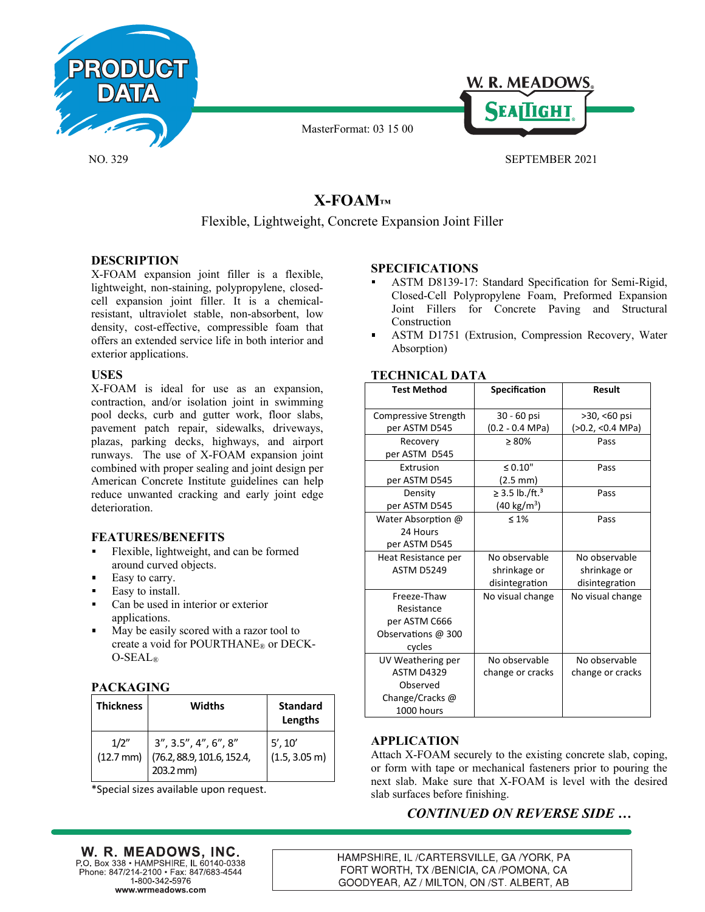PRODUCT DATA

W. R. MEADOWS® SEALTIGHT®

MasterFormat: 03 15 00

NO. 329

SEPTEMBER 2021

# X-FOAM™

Flexible, Lightweight, Concrete Expansion Joint Filler

## DESCRIPTION

X-FOAM expansion joint filler is a flexible, lightweight, non-staining, polypropylene, closed-cell expansion joint filler. It is a chemical-resistant, ultraviolet stable, non-absorbent, low density, cost-effective, compressible foam that offers an extended service life in both interior and exterior applications.

## USES

X-FOAM is ideal for use as an expansion, contraction, and/or isolation joint in swimming pool decks, curb and gutter work, floor slabs, pavement patch repair, sidewalks, driveways, plazas, parking decks, highways, and airport runways. The use of X-FOAM expansion joint combined with proper sealing and joint design per American Concrete Institute guidelines can help reduce unwanted cracking and early joint edge deterioration.

## FEATURES/BENEFITS

- Flexible, lightweight, and can be formed around curved objects.
- Easy to carry.
- Easy to install.
- Can be used in interior or exterior applications.
- May be easily scored with a razor tool to create a void for POURTHANE® or DECK-O-SEAL®

## PACKAGING

| Thickness | Widths | Standard Lengths |
|---|---|---|
| 1/2" (12.7 mm) | 3", 3.5", 4", 6", 8" (76.2, 88.9, 101.6, 152.4, 203.2 mm) | 5', 10' (1.5, 3.05 m) |

*Special sizes available upon request.

## SPECIFICATIONS

- ASTM D8139-17: Standard Specification for Semi-Rigid, Closed-Cell Polypropylene Foam, Preformed Expansion Joint Fillers for Concrete Paving and Structural Construction
- ASTM D1751 (Extrusion, Compression Recovery, Water Absorption)

## TECHNICAL DATA

| Test Method | Specification | Result |
|---|---|---|
| Compressive Strength per ASTM D545 | 30 - 60 psi (0.2 - 0.4 MPa) | >30, <60 psi (>0.2, <0.4 MPa) |
| Recovery per ASTM D545 | ≥ 80% | Pass |
| Extrusion per ASTM D545 | ≤ 0.10" (2.5 mm) | Pass |
| Density per ASTM D545 | ≥ 3.5 lb./ft.$^3$ (40 kg/m$^3$) | Pass |
| Water Absorption @ 24 Hours per ASTM D545 | ≤ 1% | Pass |
| Heat Resistance per ASTM D5249 | No observable shrinkage or disintegration | No observable shrinkage or disintegration |
| Freeze-Thaw Resistance per ASTM C666 Observations @ 300 cycles | No visual change | No visual change |
| UV Weathering per ASTM D4329 Observed Change/Cracks @ 1000 hours | No observable change or cracks | No observable change or cracks |

## APPLICATION

Attach X-FOAM securely to the existing concrete slab, coping, or form with tape or mechanical fasteners prior to pouring the next slab. Make sure that X-FOAM is level with the desired slab surfaces before finishing.

***CONTINUED ON REVERSE SIDE …***

**W. R. MEADOWS, INC.**
P.O. Box 338 • HAMPSHIRE, IL 60140-0338
Phone: 847/214-2100 • Fax: 847/683-4544
1-800-342-5976
**www.wrmeadows.com**

HAMPSHIRE, IL /CARTERSVILLE, GA /YORK, PA
FORT WORTH, TX /BENICIA, CA /POMONA, CA
GOODYEAR, AZ / MILTON, ON /ST. ALBERT, AB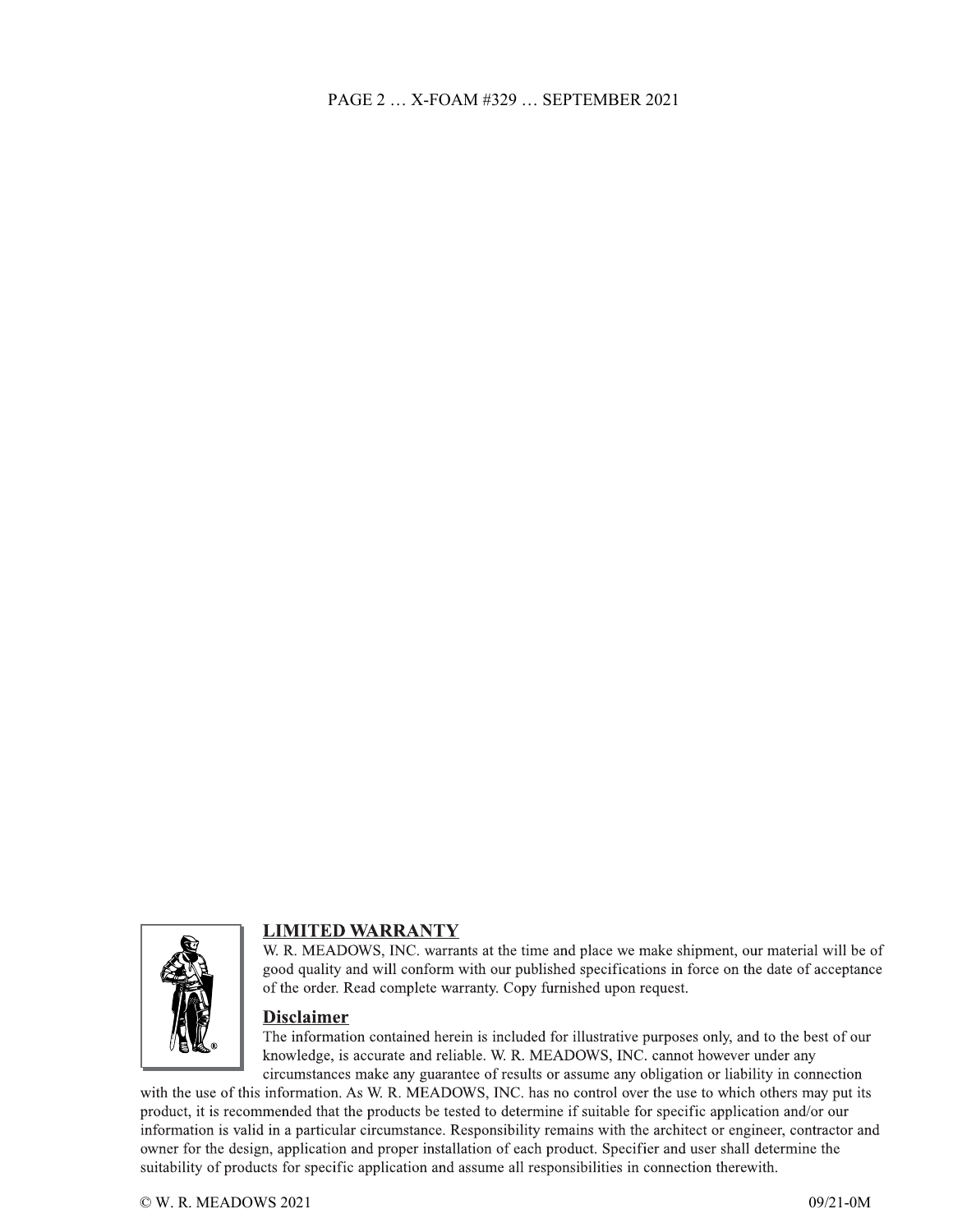## LIMITED WARRANTY

W. R. MEADOWS, INC. warrants at the time and place we make shipment, our material will be of good quality and will conform with our published specifications in force on the date of acceptance of the order. Read complete warranty. Copy furnished upon request.

## Disclaimer

The information contained herein is included for illustrative purposes only, and to the best of our knowledge, is accurate and reliable. W. R. MEADOWS, INC. cannot however under any circumstances make any guarantee of results or assume any obligation or liability in connection with the use of this information. As W. R. MEADOWS, INC. has no control over the use to which others may put its product, it is recommended that the products be tested to determine if suitable for specific application and/or our information is valid in a particular circumstance. Responsibility remains with the architect or engineer, contractor and owner for the design, application and proper installation of each product. Specifier and user shall determine the suitability of products for specific application and assume all responsibilities in connection therewith.

© W. R. MEADOWS 2021

09/21-0M